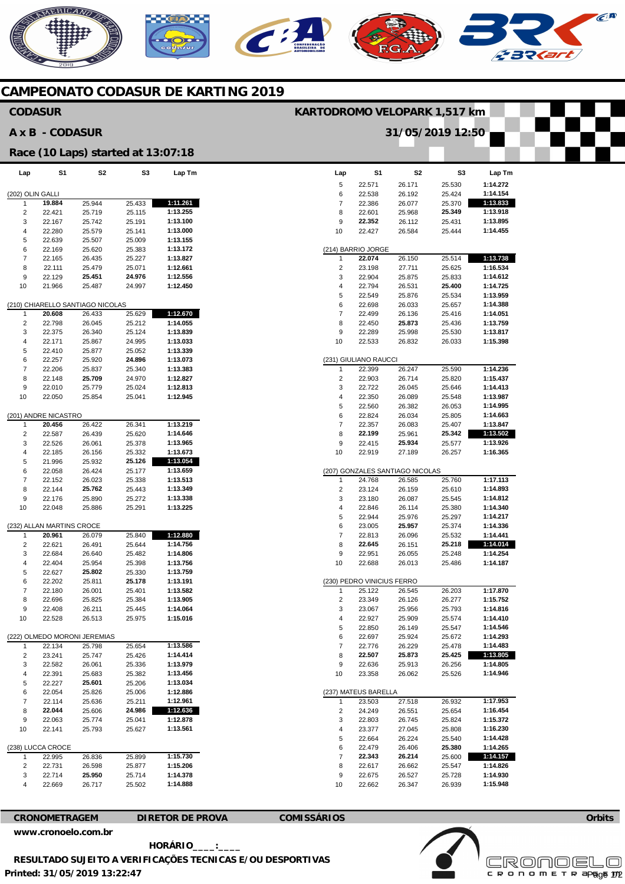# CAMPEONATO CODASUR DE KARTING 2019

## CODASUR

**KARTODROMO VELOPARK 1,517 km**

## A x B - CODASUR

**31/05/2019 12:50**

## Race (10 Laps) started at 13:07:18

### (202) OLIN GALLI

| Lap | S1 | S2 | S3 | Lap Tm |
|---|---|---|---|---|
| 1 | **19.884** | 25.944 | 25.433 | **1:11.261** |
| 2 | 22.421 | 25.719 | 25.115 | 1:13.255 |
| 3 | 22.167 | 25.742 | 25.191 | 1:13.100 |
| 4 | 22.280 | 25.579 | 25.141 | 1:13.000 |
| 5 | 22.639 | 25.507 | 25.009 | 1:13.155 |
| 6 | 22.169 | 25.620 | 25.383 | 1:13.172 |
| 7 | 22.165 | 26.435 | 25.227 | 1:13.827 |
| 8 | 22.111 | 25.479 | 25.071 | 1:12.661 |
| 9 | 22.129 | **25.451** | **24.976** | 1:12.556 |
| 10 | 21.966 | 25.487 | 24.997 | 1:12.450 |

### (210) CHIARELLO SANTIAGO NICOLAS

| Lap | S1 | S2 | S3 | Lap Tm |
|---|---|---|---|---|
| 1 | **20.608** | 26.433 | 25.629 | **1:12.670** |
| 2 | 22.798 | 26.045 | 25.212 | 1:14.055 |
| 3 | 22.375 | 26.340 | 25.124 | 1:13.839 |
| 4 | 22.171 | 25.867 | 24.995 | 1:13.033 |
| 5 | 22.410 | 25.877 | 25.052 | 1:13.339 |
| 6 | 22.257 | 25.920 | **24.896** | 1:13.073 |
| 7 | 22.206 | 25.837 | 25.340 | 1:13.383 |
| 8 | 22.148 | **25.709** | 24.970 | 1:12.827 |
| 9 | 22.010 | 25.779 | 25.024 | 1:12.813 |
| 10 | 22.050 | 25.854 | 25.041 | 1:12.945 |

### (201) ANDRE NICASTRO

| Lap | S1 | S2 | S3 | Lap Tm |
|---|---|---|---|---|
| 1 | **20.456** | 26.422 | 26.341 | 1:13.219 |
| 2 | 22.587 | 26.439 | 25.620 | 1:14.646 |
| 3 | 22.526 | 26.061 | 25.378 | 1:13.965 |
| 4 | 22.185 | 26.156 | 25.332 | 1:13.673 |
| 5 | 21.996 | 25.932 | **25.126** | **1:13.054** |
| 6 | 22.058 | 26.424 | 25.177 | 1:13.659 |
| 7 | 22.152 | 26.023 | 25.338 | 1:13.513 |
| 8 | 22.144 | **25.762** | 25.443 | 1:13.349 |
| 9 | 22.176 | 25.890 | 25.272 | 1:13.338 |
| 10 | 22.048 | 25.886 | 25.291 | 1:13.225 |

### (232) ALLAN MARTINS CROCE

| Lap | S1 | S2 | S3 | Lap Tm |
|---|---|---|---|---|
| 1 | **20.961** | 26.079 | 25.840 | **1:12.880** |
| 2 | 22.621 | 26.491 | 25.644 | 1:14.756 |
| 3 | 22.684 | 26.640 | 25.482 | 1:14.806 |
| 4 | 22.404 | 25.954 | 25.398 | 1:13.756 |
| 5 | 22.627 | **25.802** | 25.330 | 1:13.759 |
| 6 | 22.202 | 25.811 | **25.178** | 1:13.191 |
| 7 | 22.180 | 26.001 | 25.401 | 1:13.582 |
| 8 | 22.696 | 25.825 | 25.384 | 1:13.905 |
| 9 | 22.408 | 26.211 | 25.445 | 1:14.064 |
| 10 | 22.528 | 26.513 | 25.975 | 1:15.016 |

### (222) OLMEDO MORONI JEREMIAS

| Lap | S1 | S2 | S3 | Lap Tm |
|---|---|---|---|---|
| 1 | 22.134 | 25.798 | 25.654 | 1:13.586 |
| 2 | 23.241 | 25.747 | 25.426 | 1:14.414 |
| 3 | 22.582 | 26.061 | 25.336 | 1:13.979 |
| 4 | 22.391 | 25.683 | 25.382 | 1:13.456 |
| 5 | 22.227 | **25.601** | 25.206 | 1:13.034 |
| 6 | 22.054 | 25.826 | 25.006 | 1:12.886 |
| 7 | 22.114 | 25.636 | 25.211 | 1:12.961 |
| 8 | **22.044** | 25.606 | **24.986** | **1:12.636** |
| 9 | 22.063 | 25.774 | 25.041 | 1:12.878 |
| 10 | 22.141 | 25.793 | 25.627 | 1:13.561 |

### (238) LUCCA CROCE

| Lap | S1 | S2 | S3 | Lap Tm |
|---|---|---|---|---|
| 1 | 22.995 | 26.836 | 25.899 | 1:15.730 |
| 2 | 22.731 | 26.598 | 25.877 | 1:15.206 |
| 3 | 22.714 | **25.950** | 25.714 | 1:14.378 |
| 4 | 22.669 | 26.717 | 25.502 | 1:14.888 |
| 5 | 22.571 | 26.171 | 25.530 | 1:14.272 |
| 6 | 22.538 | 26.192 | 25.424 | 1:14.154 |
| 7 | 22.386 | 26.077 | 25.370 | **1:13.833** |
| 8 | 22.601 | 25.968 | **25.349** | 1:13.918 |
| 9 | **22.352** | 26.112 | 25.431 | 1:13.895 |
| 10 | 22.427 | 26.584 | 25.444 | 1:14.455 |

### (214) BARRIO JORGE

| Lap | S1 | S2 | S3 | Lap Tm |
|---|---|---|---|---|
| 1 | **22.074** | 26.150 | 25.514 | **1:13.738** |
| 2 | 23.198 | 27.711 | 25.625 | 1:16.534 |
| 3 | 22.904 | 25.875 | 25.833 | 1:14.612 |
| 4 | 22.794 | 26.531 | **25.400** | 1:14.725 |
| 5 | 22.549 | 25.876 | 25.534 | 1:13.959 |
| 6 | 22.698 | 26.033 | 25.657 | 1:14.388 |
| 7 | 22.499 | 26.136 | 25.416 | 1:14.051 |
| 8 | 22.450 | **25.873** | 25.436 | 1:13.759 |
| 9 | 22.289 | 25.998 | 25.530 | 1:13.817 |
| 10 | 22.533 | 26.832 | 26.033 | 1:15.398 |

### (231) GIULIANO RAUCCI

| Lap | S1 | S2 | S3 | Lap Tm |
|---|---|---|---|---|
| 1 | 22.399 | 26.247 | 25.590 | 1:14.236 |
| 2 | 22.903 | 26.714 | 25.820 | 1:15.437 |
| 3 | 22.722 | 26.045 | 25.646 | 1:14.413 |
| 4 | 22.350 | 26.089 | 25.548 | 1:13.987 |
| 5 | 22.560 | 26.382 | 26.053 | 1:14.995 |
| 6 | 22.824 | 26.034 | 25.805 | 1:14.663 |
| 7 | 22.357 | 26.083 | 25.407 | 1:13.847 |
| 8 | **22.199** | 25.961 | **25.342** | **1:13.502** |
| 9 | 22.415 | **25.934** | 25.577 | 1:13.926 |
| 10 | 22.919 | 27.189 | 26.257 | 1:16.365 |

### (207) GONZALES SANTIAGO NICOLAS

| Lap | S1 | S2 | S3 | Lap Tm |
|---|---|---|---|---|
| 1 | 24.768 | 26.585 | 25.760 | 1:17.113 |
| 2 | 23.124 | 26.159 | 25.610 | 1:14.893 |
| 3 | 23.180 | 26.087 | 25.545 | 1:14.812 |
| 4 | 22.846 | 26.114 | 25.380 | 1:14.340 |
| 5 | 22.944 | 25.976 | 25.297 | 1:14.217 |
| 6 | 23.005 | **25.957** | 25.374 | 1:14.336 |
| 7 | 22.813 | 26.096 | 25.532 | 1:14.441 |
| 8 | **22.645** | 26.151 | **25.218** | **1:14.014** |
| 9 | 22.951 | 26.055 | 25.248 | 1:14.254 |
| 10 | 22.688 | 26.013 | 25.486 | 1:14.187 |

### (230) PEDRO VINICIUS FERRO

| Lap | S1 | S2 | S3 | Lap Tm |
|---|---|---|---|---|
| 1 | 25.122 | 26.545 | 26.203 | 1:17.870 |
| 2 | 23.349 | 26.126 | 26.277 | 1:15.752 |
| 3 | 23.067 | 25.956 | 25.793 | 1:14.816 |
| 4 | 22.927 | 25.909 | 25.574 | 1:14.410 |
| 5 | 22.850 | 26.149 | 25.547 | 1:14.546 |
| 6 | 22.697 | 25.924 | 25.672 | 1:14.293 |
| 7 | 22.776 | 26.229 | 25.478 | 1:14.483 |
| 8 | **22.507** | **25.873** | **25.425** | **1:13.805** |
| 9 | 22.636 | 25.913 | 26.256 | 1:14.805 |
| 10 | 23.358 | 26.062 | 25.526 | 1:14.946 |

### (237) MATEUS BARELLA

| Lap | S1 | S2 | S3 | Lap Tm |
|---|---|---|---|---|
| 1 | 23.503 | 27.518 | 26.932 | 1:17.953 |
| 2 | 24.249 | 26.551 | 25.654 | 1:16.454 |
| 3 | 22.803 | 26.745 | 25.824 | 1:15.372 |
| 4 | 23.377 | 27.045 | 25.808 | 1:16.230 |
| 5 | 22.664 | 26.224 | 25.540 | 1:14.428 |
| 6 | 22.479 | 26.406 | **25.380** | 1:14.265 |
| 7 | **22.343** | **26.214** | 25.600 | **1:14.157** |
| 8 | 22.617 | 26.662 | 25.547 | 1:14.826 |
| 9 | 22.675 | 26.527 | 25.728 | 1:14.930 |
| 10 | 22.662 | 26.347 | 26.939 | 1:15.948 |

**CRONOMETRAGEM** | **DIRETOR DE PROVA** | **COMISSÁRIOS** | **Orbits**

www.cronoelo.com.br

**HORÁRIO____:____**

**RESULTADO SUJEITO A VERIFICAÇÕES TECNICAS E/OU DESPORTIVAS**

**Printed: 31/05/2019 13:22:47**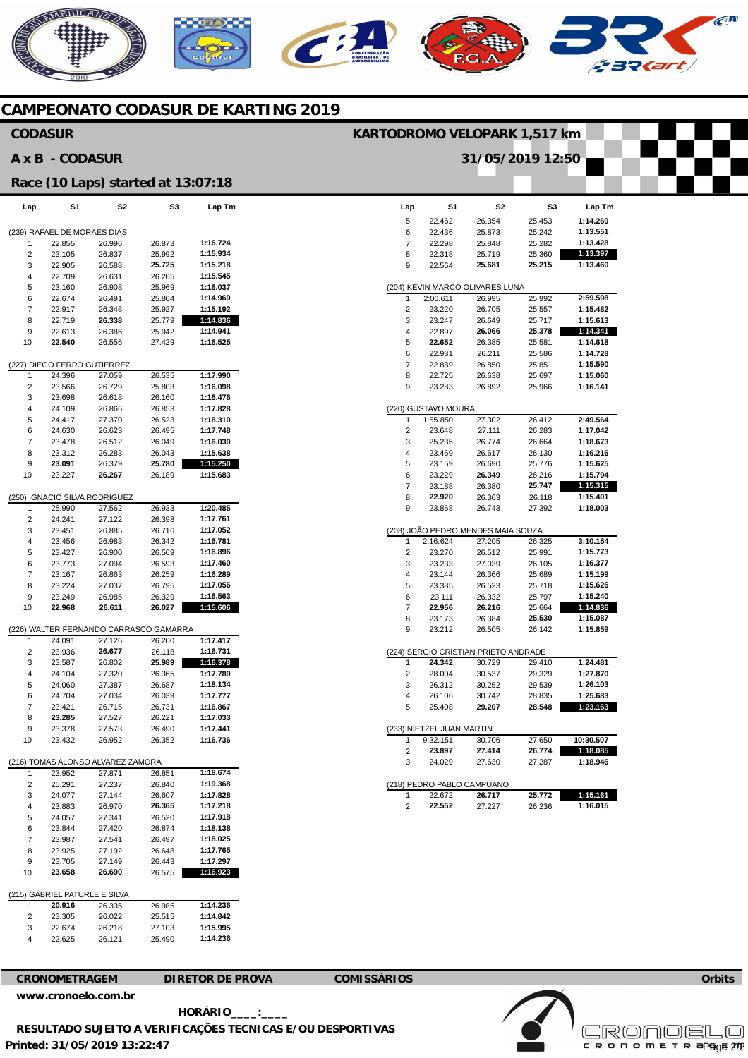# CAMPEONATO CODASUR DE KARTING 2019

## CODASUR

**KARTODROMO VELOPARK 1,517 km**

**A x B - CODASUR**

**31/05/2019 12:50**

**Race (10 Laps) started at 13:07:18**

| Lap | S1 | S2 | S3 | Lap Tm |
|---|---|---|---|---|
| **(239) RAFAEL DE MORAES DIAS** | | | | |
| 1 | 22.855 | 26.996 | 26.873 | **1:16.724** |
| 2 | 23.105 | 26.837 | 25.992 | **1:15.934** |
| 3 | 22.905 | 26.588 | **25.725** | **1:15.218** |
| 4 | 22.709 | 26.631 | 26.205 | **1:15.545** |
| 5 | 23.160 | 26.908 | 25.969 | **1:16.037** |
| 6 | 22.674 | 26.491 | 25.804 | **1:14.969** |
| 7 | 22.917 | 26.348 | 25.927 | **1:15.192** |
| 8 | 22.719 | **26.338** | 25.779 | **1:14.836** |
| 9 | 22.613 | 26.386 | 25.942 | **1:14.941** |
| 10 | **22.540** | 26.556 | 27.429 | **1:16.525** |
| **(227) DIEGO FERRO GUTIERREZ** | | | | |
| 1 | 24.396 | 27.059 | 26.535 | **1:17.990** |
| 2 | 23.566 | 26.729 | 25.803 | **1:16.098** |
| 3 | 23.698 | 26.618 | 26.160 | **1:16.476** |
| 4 | 24.109 | 26.866 | 26.853 | **1:17.828** |
| 5 | 24.417 | 27.370 | 26.523 | **1:18.310** |
| 6 | 24.630 | 26.623 | 26.495 | **1:17.748** |
| 7 | 23.478 | 26.512 | 26.049 | **1:16.039** |
| 8 | 23.312 | 26.283 | 26.043 | **1:15.638** |
| 9 | **23.091** | 26.379 | **25.780** | **1:15.250** |
| 10 | 23.227 | **26.267** | 26.189 | **1:15.683** |
| **(250) IGNACIO SILVA RODRIGUEZ** | | | | |
| 1 | 25.990 | 27.562 | 26.933 | **1:20.485** |
| 2 | 24.241 | 27.122 | 26.398 | **1:17.761** |
| 3 | 23.451 | 26.885 | 26.716 | **1:17.052** |
| 4 | 23.456 | 26.983 | 26.342 | **1:16.781** |
| 5 | 23.427 | 26.900 | 26.569 | **1:16.896** |
| 6 | 23.773 | 27.094 | 26.593 | **1:17.460** |
| 7 | 23.167 | 26.863 | 26.259 | **1:16.289** |
| 8 | 23.224 | 27.037 | 26.795 | **1:17.056** |
| 9 | 23.249 | 26.985 | 26.329 | **1:16.563** |
| 10 | **22.968** | **26.611** | **26.027** | **1:15.606** |
| **(226) WALTER FERNANDO CARRASCO GAMARRA** | | | | |
| 1 | 24.091 | 27.126 | 26.200 | **1:17.417** |
| 2 | 23.936 | **26.677** | 26.118 | **1:16.731** |
| 3 | 23.587 | 26.802 | **25.989** | **1:16.378** |
| 4 | 24.104 | 27.320 | 26.365 | **1:17.789** |
| 5 | 24.060 | 27.387 | 26.687 | **1:18.134** |
| 6 | 24.704 | 27.034 | 26.039 | **1:17.777** |
| 7 | 23.421 | 26.715 | 26.731 | **1:16.867** |
| 8 | **23.285** | 27.527 | 26.221 | **1:17.033** |
| 9 | 23.378 | 27.573 | 26.490 | **1:17.441** |
| 10 | 23.432 | 26.952 | 26.352 | **1:16.736** |
| **(216) TOMAS ALONSO ALVAREZ ZAMORA** | | | | |
| 1 | 23.952 | 27.871 | 26.851 | **1:18.674** |
| 2 | 25.291 | 27.237 | 26.840 | **1:19.368** |
| 3 | 24.077 | 27.144 | 26.607 | **1:17.828** |
| 4 | 23.883 | 26.970 | **26.365** | **1:17.218** |
| 5 | 24.057 | 27.341 | 26.520 | **1:17.918** |
| 6 | 23.844 | 27.420 | 26.874 | **1:18.138** |
| 7 | 23.987 | 27.541 | 26.497 | **1:18.025** |
| 8 | 23.925 | 27.192 | 26.648 | **1:17.765** |
| 9 | 23.705 | 27.149 | 26.443 | **1:17.297** |
| 10 | **23.658** | **26.690** | 26.575 | **1:16.923** |
| **(215) GABRIEL PATURLE E SILVA** | | | | |
| 1 | **20.916** | 26.335 | 26.985 | **1:14.236** |
| 2 | 23.305 | 26.022 | 25.515 | **1:14.842** |
| 3 | 22.674 | 26.218 | 27.103 | **1:15.995** |
| 4 | 22.625 | 26.121 | 25.490 | **1:14.236** |
| 5 | 22.462 | 26.354 | 25.453 | **1:14.269** |
| 6 | 22.436 | 25.873 | 25.242 | **1:13.551** |
| 7 | 22.298 | 25.848 | 25.282 | **1:13.428** |
| 8 | 22.318 | 25.719 | 25.360 | **1:13.397** |
| 9 | 22.564 | **25.681** | **25.215** | **1:13.460** |
| **(204) KEVIN MARCO OLIVARES LUNA** | | | | |
| 1 | 2:06.611 | 26.995 | 25.992 | **2:59.598** |
| 2 | 23.220 | 26.705 | 25.557 | **1:15.482** |
| 3 | 23.247 | 26.649 | 25.717 | **1:15.613** |
| 4 | 22.897 | **26.066** | **25.378** | **1:14.341** |
| 5 | **22.652** | 26.385 | 25.581 | **1:14.618** |
| 6 | 22.931 | 26.211 | 25.586 | **1:14.728** |
| 7 | 22.889 | 26.850 | 25.851 | **1:15.590** |
| 8 | 22.725 | 26.638 | 25.697 | **1:15.060** |
| 9 | 23.283 | 26.892 | 25.966 | **1:16.141** |
| **(220) GUSTAVO MOURA** | | | | |
| 1 | 1:55.850 | 27.302 | 26.412 | **2:49.564** |
| 2 | 23.648 | 27.111 | 26.283 | **1:17.042** |
| 3 | 25.235 | 26.774 | 26.664 | **1:18.673** |
| 4 | 23.469 | 26.617 | 26.130 | **1:16.216** |
| 5 | 23.159 | 26.690 | 25.776 | **1:15.625** |
| 6 | 23.229 | **26.349** | 26.216 | **1:15.794** |
| 7 | 23.188 | 26.380 | **25.747** | **1:15.315** |
| 8 | **22.920** | 26.363 | 26.118 | **1:15.401** |
| 9 | 23.868 | 26.743 | 27.392 | **1:18.003** |
| **(203) JOÃO PEDRO MENDES MAIA SOUZA** | | | | |
| 1 | 2:16.624 | 27.205 | 26.325 | **3:10.154** |
| 2 | 23.270 | 26.512 | 25.991 | **1:15.773** |
| 3 | 23.233 | 27.039 | 26.105 | **1:16.377** |
| 4 | 23.144 | 26.366 | 25.689 | **1:15.199** |
| 5 | 23.385 | 26.523 | 25.718 | **1:15.626** |
| 6 | 23.111 | 26.332 | 25.797 | **1:15.240** |
| 7 | **22.956** | **26.216** | 25.664 | **1:14.836** |
| 8 | 23.173 | 26.384 | **25.530** | **1:15.087** |
| 9 | 23.212 | 26.505 | 26.142 | **1:15.859** |
| **(224) SERGIO CRISTIAN PRIETO ANDRADE** | | | | |
| 1 | **24.342** | 30.729 | 29.410 | **1:24.481** |
| 2 | 28.004 | 30.537 | 29.329 | **1:27.870** |
| 3 | 26.312 | 30.252 | 29.539 | **1:26.103** |
| 4 | 26.106 | 30.742 | 28.835 | **1:25.683** |
| 5 | 25.408 | **29.207** | **28.548** | **1:23.163** |
| **(233) NIETZEL JUAN MARTIN** | | | | |
| 1 | 9:32.151 | 30.706 | 27.650 | **10:30.507** |
| 2 | **23.897** | **27.414** | **26.774** | **1:18.085** |
| 3 | 24.029 | 27.630 | 27.287 | **1:18.946** |
| **(218) PEDRO PABLO CAMPUANO** | | | | |
| 1 | 22.672 | **26.717** | **25.772** | **1:15.161** |
| 2 | **22.552** | 27.227 | 26.236 | **1:16.015** |

**CRONOMETRAGEM** | **DIRETOR DE PROVA** | **COMISSÁRIOS** | **Orbits**

**www.cronoelo.com.br**

**HORÁRIO____:____**

**RESULTADO SUJEITO A VERIFICAÇÕES TECNICAS E/OU DESPORTIVAS**

**Printed: 31/05/2019 13:22:47**